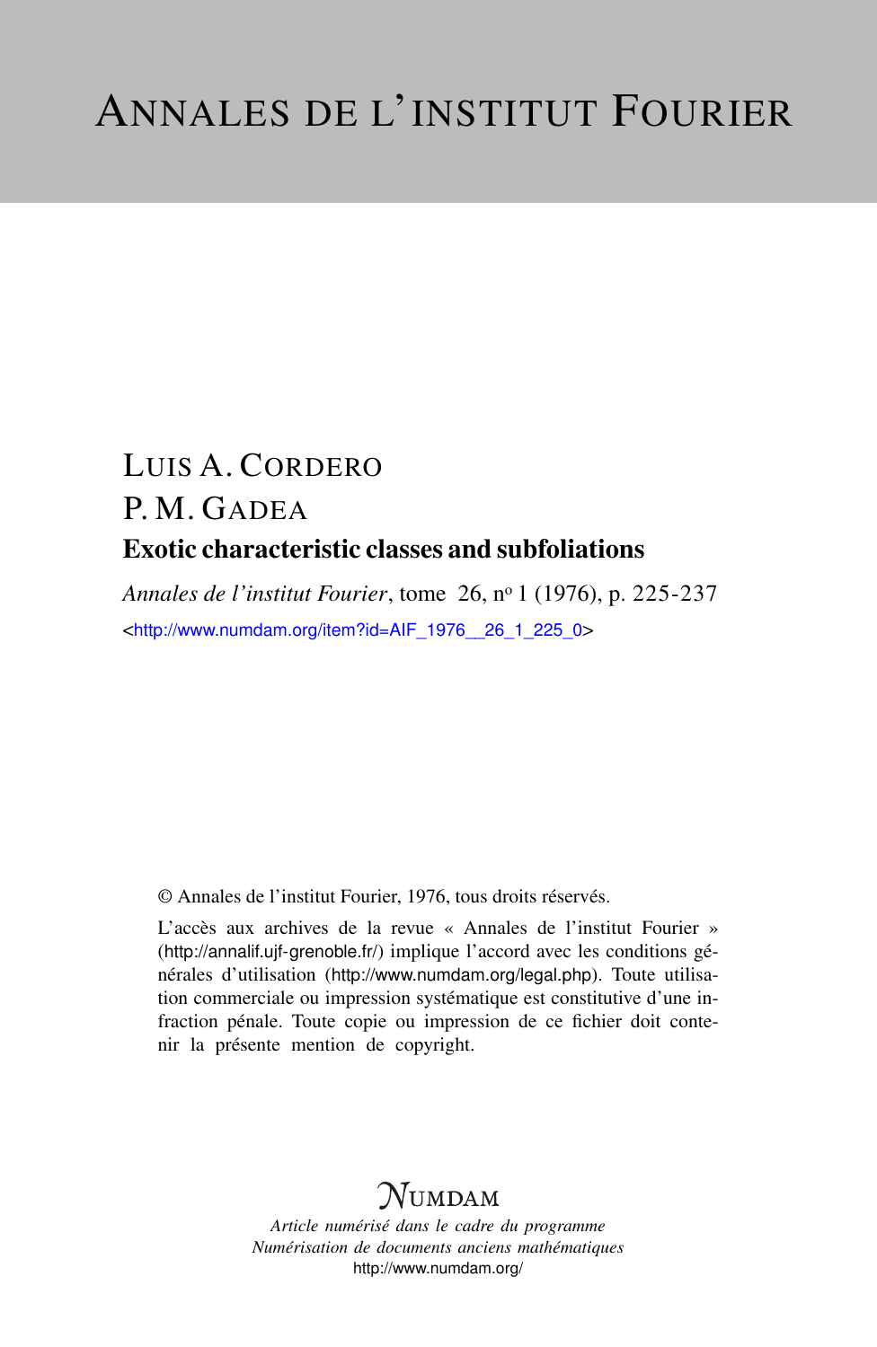# ANNALES DE L'INSTITUT FOURIER

LUIS A. CORDERO

P. M. GADEA

## Exotic characteristic classes and subfoliations

*Annales de l'institut Fourier*, tome 26, nº 1 (1976), p. 225-237

<http://www.numdam.org/item?id=AIF_1976__26_1_225_0>

© Annales de l'institut Fourier, 1976, tous droits réservés.

L'accès aux archives de la revue « Annales de l'institut Fourier » (http://annalif.ujf-grenoble.fr/) implique l'accord avec les conditions générales d'utilisation (http://www.numdam.org/legal.php). Toute utilisation commerciale ou impression systématique est constitutive d'une infraction pénale. Toute copie ou impression de ce fichier doit contenir la présente mention de copyright.

NUMDAM

*Article numérisé dans le cadre du programme*
*Numérisation de documents anciens mathématiques*
http://www.numdam.org/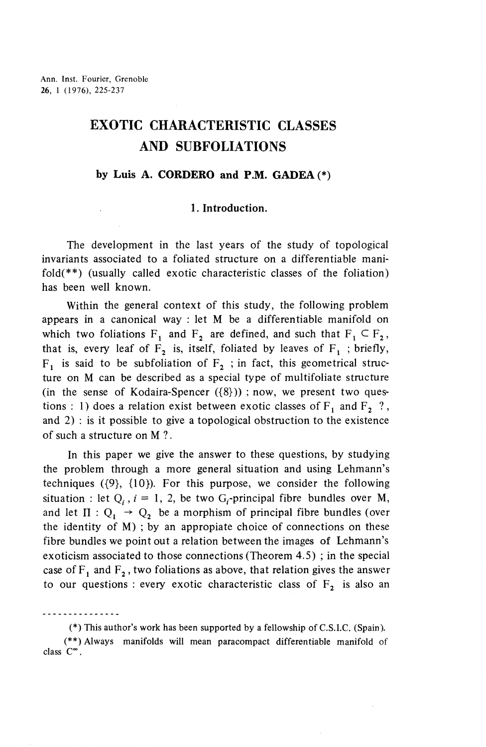Ann. Inst. Fourier, Grenoble
26, 1 (1976), 225-237

# EXOTIC CHARACTERISTIC CLASSES AND SUBFOLIATIONS

### by Luis A. CORDERO and P.M. GADEA (*)

## 1. Introduction.

The development in the last years of the study of topological invariants associated to a foliated structure on a differentiable manifold(**) (usually called exotic characteristic classes of the foliation) has been well known.

Within the general context of this study, the following problem appears in a canonical way : let M be a differentiable manifold on which two foliations $F_1$ and $F_2$ are defined, and such that $F_1 \subset F_2$, that is, every leaf of $F_2$ is, itself, foliated by leaves of $F_1$ ; briefly, $F_1$ is said to be subfoliation of $F_2$ ; in fact, this geometrical structure on M can be described as a special type of multifoliate structure (in the sense of Kodaira-Spencer ({8})) ; now, we present two questions : 1) does a relation exist between exotic classes of $F_1$ and $F_2$ ?, and 2) : is it possible to give a topological obstruction to the existence of such a structure on M ?.

In this paper we give the answer to these questions, by studying the problem through a more general situation and using Lehmann's techniques ({9}, {10}). For this purpose, we consider the following situation : let $Q_i$, $i = 1, 2$, be two $G_i$-principal fibre bundles over M, and let $\Pi : Q_1 \to Q_2$ be a morphism of principal fibre bundles (over the identity of M) ; by an appropiate choice of connections on these fibre bundles we point out a relation between the images of Lehmann's exoticism associated to those connections (Theorem 4.5) ; in the special case of $F_1$ and $F_2$, two foliations as above, that relation gives the answer to our questions : every exotic characteristic class of $F_2$ is also an

---------------

(*) This author's work has been supported by a fellowship of C.S.I.C. (Spain).

(**) Always manifolds will mean paracompact differentiable manifold of class $C^\infty$.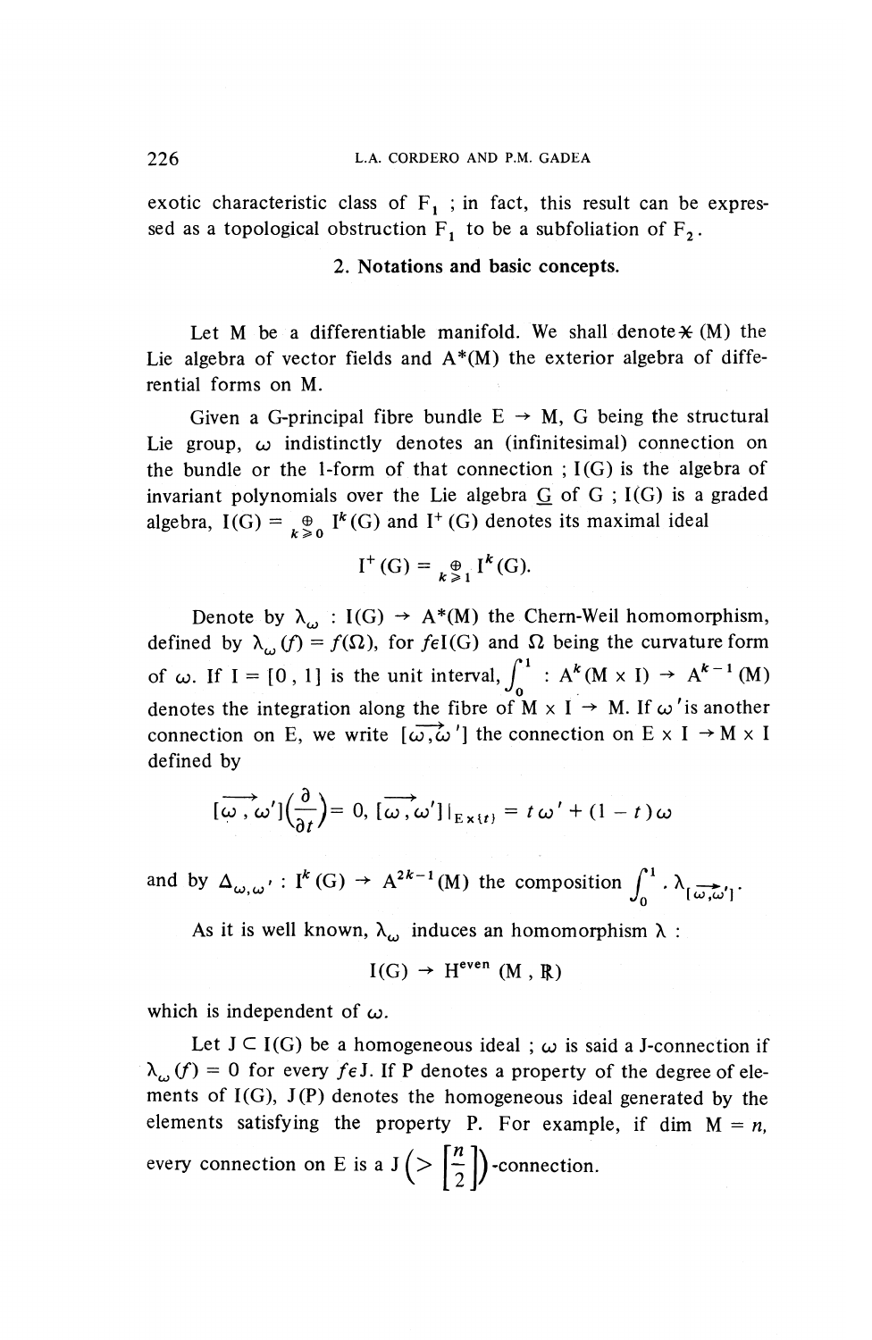exotic characteristic class of $F_1$ ; in fact, this result can be expressed as a topological obstruction $F_1$ to be a subfoliation of $F_2$.

## 2. Notations and basic concepts.

Let M be a differentiable manifold. We shall denote $\mathfrak{X}(M)$ the Lie algebra of vector fields and $A^*(M)$ the exterior algebra of differential forms on M.

Given a G-principal fibre bundle $E \to M$, G being the structural Lie group, $\omega$ indistinctly denotes an (infinitesimal) connection on the bundle or the 1-form of that connection ; $I(G)$ is the algebra of invariant polynomials over the Lie algebra $\underline{G}$ of G ; $I(G)$ is a graded algebra, $I(G) = \underset{k \geq 0}{\oplus} I^k(G)$ and $I^+(G)$ denotes its maximal ideal

$$I^+(G) = \underset{k \geq 1}{\oplus} I^k(G).$$

Denote by $\lambda_\omega : I(G) \to A^*(M)$ the Chern-Weil homomorphism, defined by $\lambda_\omega(f) = f(\Omega)$, for $f \in I(G)$ and $\Omega$ being the curvature form of $\omega$. If $I = [0, 1]$ is the unit interval, $\int_0^1 : A^k(M \times I) \to A^{k-1}(M)$ denotes the integration along the fibre of $M \times I \to M$. If $\omega'$ is another connection on E, we write $[\overrightarrow{\omega, \omega'}]$ the connection on $E \times I \to M \times I$ defined by

$$[\overrightarrow{\omega, \omega'}]\left(\frac{\partial}{\partial t}\right) = 0, \; [\overrightarrow{\omega, \omega'}]\,|_{E \times \{t\}} = t\,\omega' + (1 - t)\,\omega$$

and by $\Delta_{\omega,\omega'} : I^k(G) \to A^{2k-1}(M)$ the composition $\int_0^1 . \lambda_{[\overrightarrow{\omega,\omega'}]}$.

As it is well known, $\lambda_\omega$ induces an homomorphism $\lambda$ :

$$I(G) \to H^{even}(M, \mathbb{R})$$

which is independent of $\omega$.

Let $J \subset I(G)$ be a homogeneous ideal ; $\omega$ is said a J-connection if $\lambda_\omega(f) = 0$ for every $f \in J$. If P denotes a property of the degree of elements of $I(G)$, $J(P)$ denotes the homogeneous ideal generated by the elements satisfying the property P. For example, if $\dim M = n$, every connection on E is a $J\left(> \left[\frac{n}{2}\right]\right)$-connection.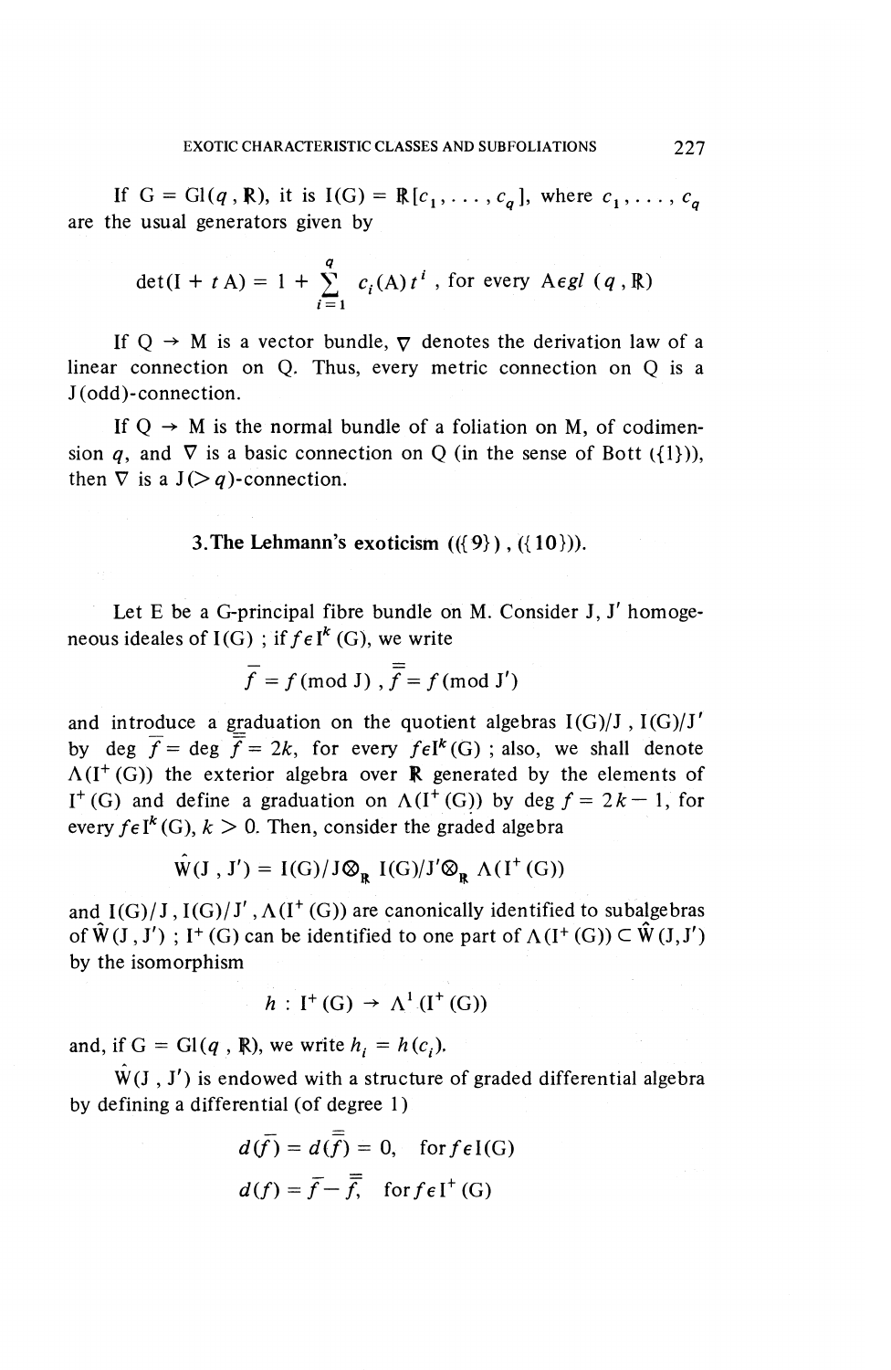If $G = Gl(q, \mathbb{R})$, it is $I(G) = \mathbb{R}[c_1, \ldots, c_q]$, where $c_1, \ldots, c_q$ are the usual generators given by

$$\det(I + tA) = 1 + \sum_{i=1}^{q} c_i(A)t^i \text{ , for every } A \in gl(q, \mathbb{R})$$

If $Q \to M$ is a vector bundle, $\nabla$ denotes the derivation law of a linear connection on Q. Thus, every metric connection on Q is a J(odd)-connection.

If $Q \to M$ is the normal bundle of a foliation on M, of codimension $q$, and $\nabla$ is a basic connection on Q (in the sense of Bott ({1})), then $\nabla$ is a $J(> q)$-connection.

## 3. The Lehmann's exoticism (({9}), ({10})).

Let E be a G-principal fibre bundle on M. Consider J, J' homogeneous ideales of I(G) ; if $f \in I^k(G)$, we write

$$\bar{f} = f \,(\text{mod } J) \, , \bar{\bar{f}} = f \,(\text{mod } J')$$

and introduce a graduation on the quotient algebras $I(G)/J$, $I(G)/J'$ by $\deg \bar{f} = \deg \bar{\bar{f}} = 2k$, for every $f \in I^k(G)$ ; also, we shall denote $\Lambda(I^+(G))$ the exterior algebra over $\mathbb{R}$ generated by the elements of $I^+(G)$ and define a graduation on $\Lambda(I^+(G))$ by $\deg f = 2k - 1$, for every $f \in I^k(G)$, $k > 0$. Then, consider the graded algebra

$$\hat{W}(J, J') = I(G)/J \otimes_{\mathbb{R}} I(G)/J' \otimes_{\mathbb{R}} \Lambda(I^+(G))$$

and $I(G)/J$, $I(G)/J'$, $\Lambda(I^+(G))$ are canonically identified to subalgebras of $\hat{W}(J, J')$ ; $I^+(G)$ can be identified to one part of $\Lambda(I^+(G)) \subset \hat{W}(J, J')$ by the isomorphism

$$h : I^+(G) \to \Lambda^1(I^+(G))$$

and, if $G = Gl(q, \mathbb{R})$, we write $h_i = h(c_i)$.

$\hat{W}(J, J')$ is endowed with a structure of graded differential algebra by defining a differential (of degree 1)

$$d(\bar{f}) = d(\bar{\bar{f}}) = 0, \quad \text{for } f \in I(G)$$

$$d(f) = \bar{f} - \bar{\bar{f}}, \quad \text{for } f \in I^+(G)$$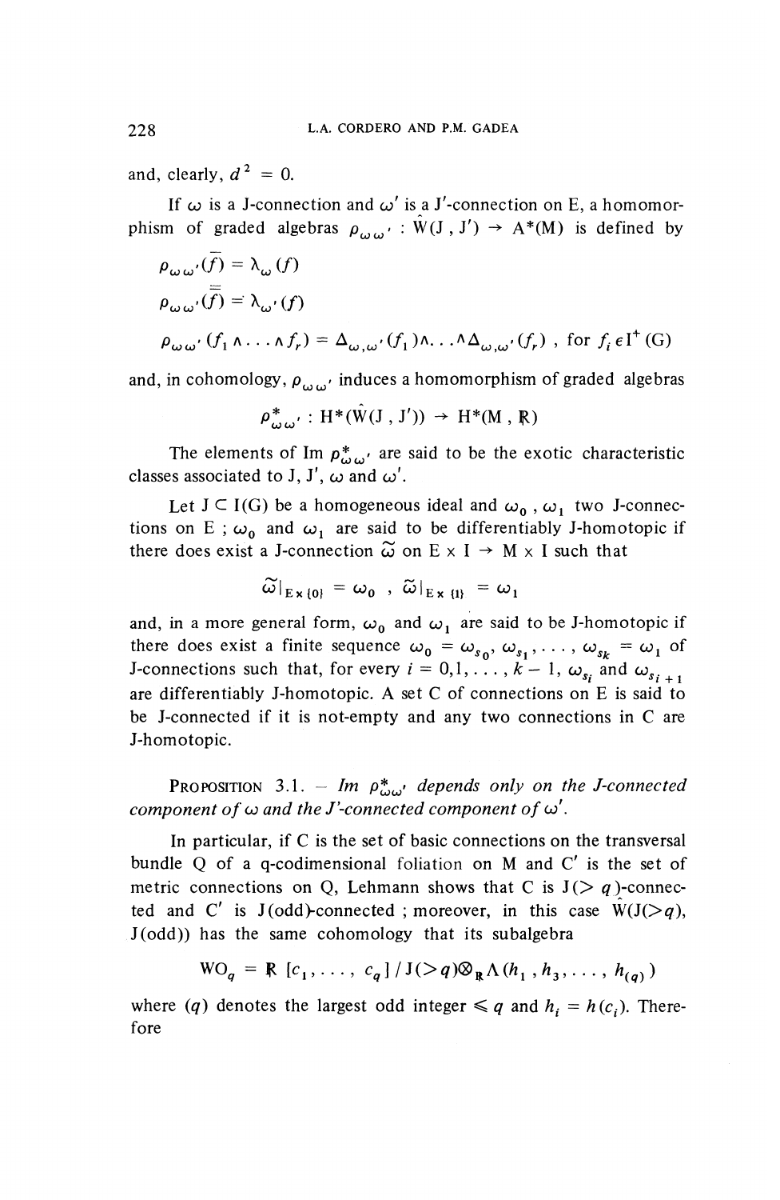and, clearly, $d^2 = 0$.

If $\omega$ is a J-connection and $\omega'$ is a J'-connection on E, a homomorphism of graded algebras $\rho_{\omega\omega'} : \hat{W}(J, J') \to A^*(M)$ is defined by

$$\rho_{\omega\omega'}(\bar{f}) = \lambda_\omega(f)$$

$$\rho_{\omega\omega'}(\bar{\bar{f}}) = \lambda_{\omega'}(f)$$

$$\rho_{\omega\omega'}(f_1 \wedge \ldots \wedge f_r) = \Delta_{\omega,\omega'}(f_1) \wedge \ldots \wedge \Delta_{\omega,\omega'}(f_r) \ , \ \text{for } f_i \in I^+(G)$$

and, in cohomology, $\rho_{\omega\omega'}$ induces a homomorphism of graded algebras

$$\rho^*_{\omega\omega'} : H^*(\hat{W}(J, J')) \to H^*(M, \mathbb{R})$$

The elements of Im $\rho^*_{\omega\omega'}$ are said to be the exotic characteristic classes associated to J, J', $\omega$ and $\omega'$.

Let $J \subset I(G)$ be a homogeneous ideal and $\omega_0$, $\omega_1$ two J-connections on E ; $\omega_0$ and $\omega_1$ are said to be differentiably J-homotopic if there does exist a J-connection $\tilde{\omega}$ on $E \times I \to M \times I$ such that

$$\tilde{\omega}|_{E \times \{0\}} = \omega_0 \ , \ \tilde{\omega}|_{E \times \{1\}} = \omega_1$$

and, in a more general form, $\omega_0$ and $\omega_1$ are said to be J-homotopic if there does exist a finite sequence $\omega_0 = \omega_{s_0}, \omega_{s_1}, \ldots, \omega_{s_k} = \omega_1$ of J-connections such that, for every $i = 0,1, \ldots, k-1$, $\omega_{s_i}$ and $\omega_{s_{i+1}}$ are differentiably J-homotopic. A set C of connections on E is said to be J-connected if it is not-empty and any two connections in C are J-homotopic.

PROPOSITION 3.1. – *Im $\rho^*_{\omega\omega'}$ depends only on the J-connected component of $\omega$ and the J'-connected component of $\omega'$.*

In particular, if C is the set of basic connections on the transversal bundle Q of a q-codimensional foliation on M and C' is the set of metric connections on Q, Lehmann shows that C is $J(>q)$-connected and C' is J(odd)-connected ; moreover, in this case $\hat{W}(J(>q), J(\text{odd}))$ has the same cohomology that its subalgebra

$$WO_q = \mathbb{R}[c_1, \ldots, c_q] / J(>q) \otimes_{\mathbb{R}} \Lambda(h_1, h_3, \ldots, h_{(q)})$$

where $(q)$ denotes the largest odd integer $\leqslant q$ and $h_i = h(c_i)$. Therefore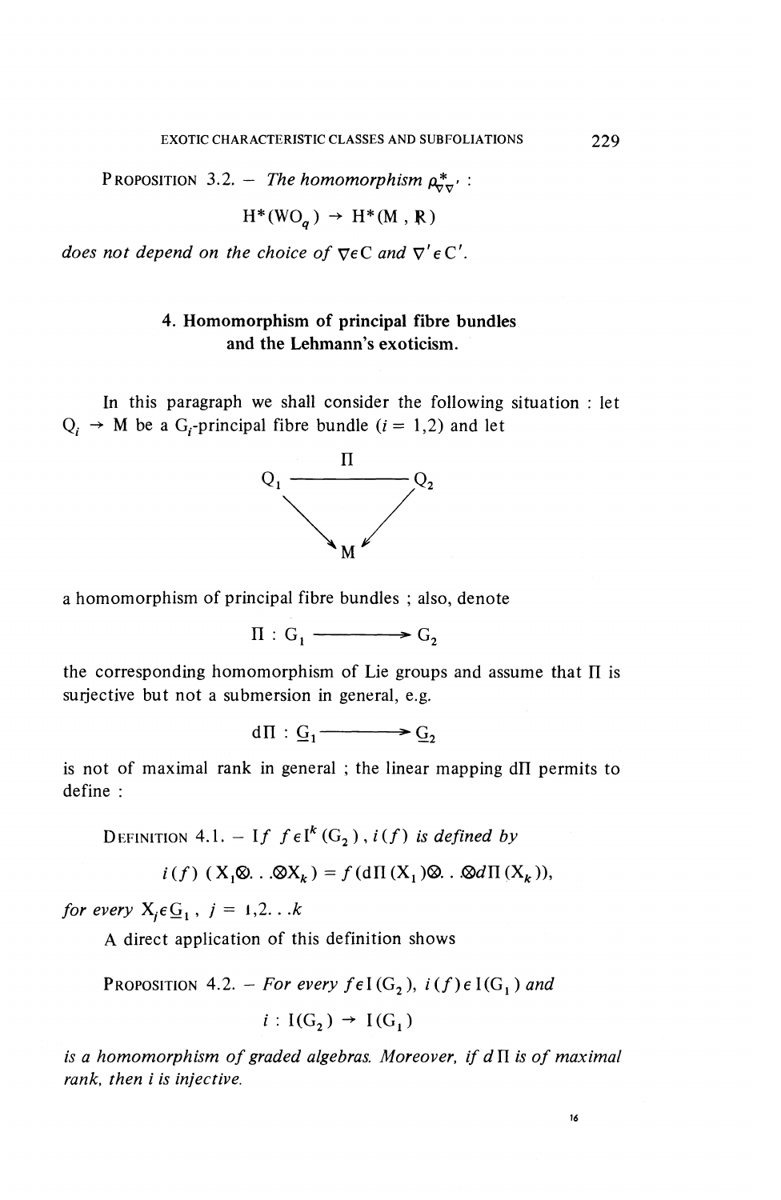PROPOSITION 3.2. – *The homomorphism* $\rho^*_{\nabla\nabla'}$ :

$$H^*(WO_q) \to H^*(M, \mathbb{R})$$

*does not depend on the choice of* $\nabla \in C$ *and* $\nabla' \in C'$.

## 4. Homomorphism of principal fibre bundles and the Lehmann's exoticism.

In this paragraph we shall consider the following situation : let $Q_i \to M$ be a $G_i$-principal fibre bundle ($i = 1,2$) and let

$$\begin{array}{ccc} Q_1 & \xrightarrow{\Pi} & Q_2 \\ & \searrow \quad \swarrow & \\ & M & \end{array}$$

a homomorphism of principal fibre bundles ; also, denote

$$\Pi : G_1 \longrightarrow G_2$$

the corresponding homomorphism of Lie groups and assume that $\Pi$ is surjective but not a submersion in general, e.g.

$$d\Pi : \underline{G}_1 \longrightarrow \underline{G}_2$$

is not of maximal rank in general ; the linear mapping $d\Pi$ permits to define :

DEFINITION 4.1. – *If* $f \in I^k(G_2)$, $i(f)$ *is defined by*

$$i(f)(X_1 \otimes \ldots \otimes X_k) = f(d\Pi(X_1) \otimes \ldots \otimes d\Pi(X_k)),$$

*for every* $X_j \in \underline{G}_1$, $j = 1,2 \ldots k$

A direct application of this definition shows

PROPOSITION 4.2. – *For every* $f \in I(G_2)$, $i(f) \in I(G_1)$ *and*

$$i : I(G_2) \to I(G_1)$$

*is a homomorphism of graded algebras. Moreover, if* $d\Pi$ *is of maximal rank, then* $i$ *is injective.*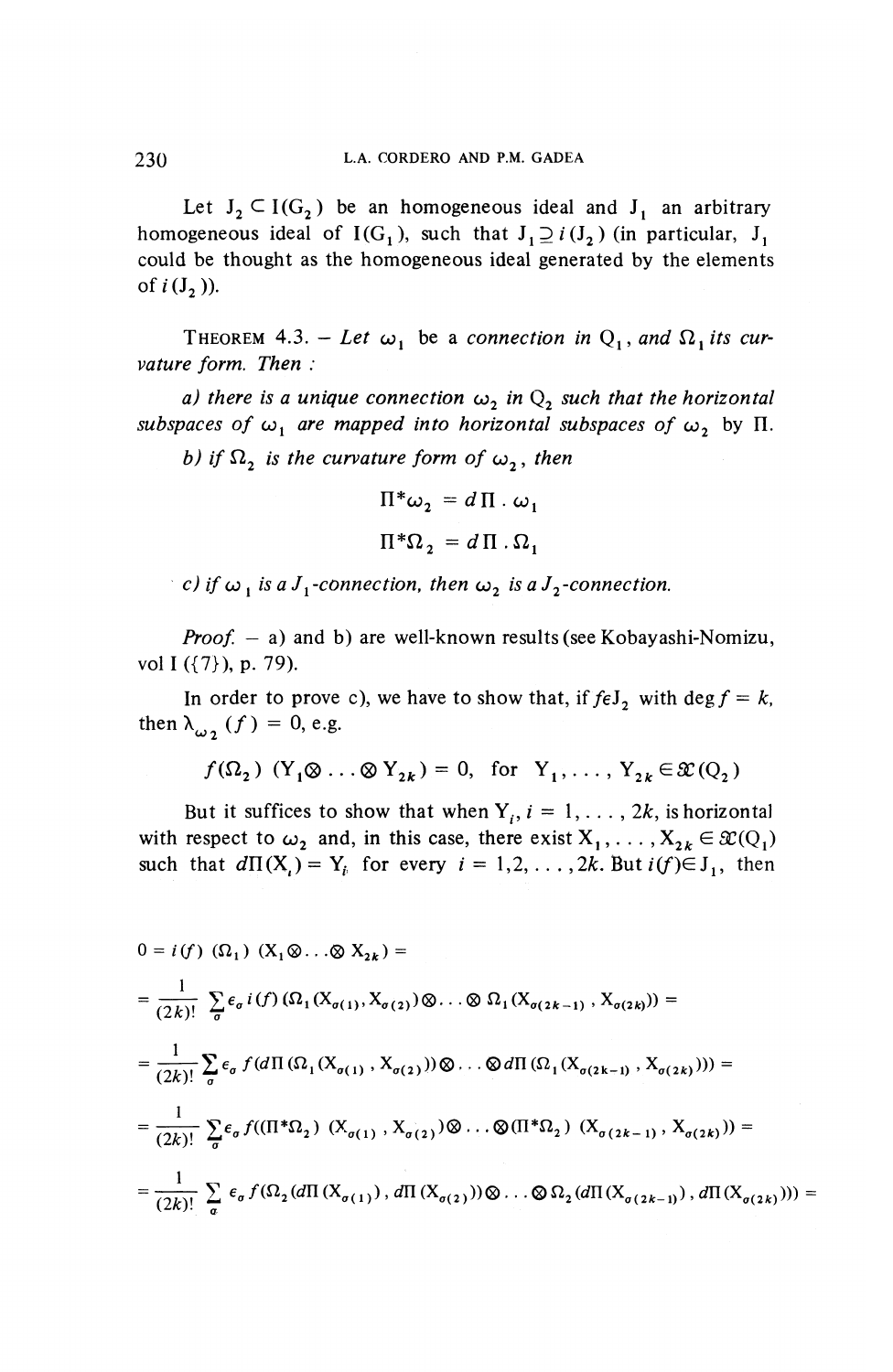Let $J_2 \subset I(G_2)$ be an homogeneous ideal and $J_1$ an arbitrary homogeneous ideal of $I(G_1)$, such that $J_1 \supseteq i(J_2)$ (in particular, $J_1$ could be thought as the homogeneous ideal generated by the elements of $i(J_2)$).

THEOREM 4.3. – *Let $\omega_1$ be a connection in $Q_1$, and $\Omega_1$ its curvature form. Then :*

*a) there is a unique connection $\omega_2$ in $Q_2$ such that the horizontal subspaces of $\omega_1$ are mapped into horizontal subspaces of $\omega_2$ by $\Pi$.*

*b) if $\Omega_2$ is the curvature form of $\omega_2$, then*

$$\Pi^*\omega_2 = d\Pi \,.\, \omega_1$$

$$\Pi^*\Omega_2 = d\Pi \,.\, \Omega_1$$

*c) if $\omega_1$ is a $J_1$-connection, then $\omega_2$ is a $J_2$-connection.*

*Proof.* – a) and b) are well-known results (see Kobayashi-Nomizu, vol I ({7}), p. 79).

In order to prove c), we have to show that, if $f \epsilon J_2$ with $\deg f = k$, then $\lambda_{\omega_2}(f) = 0$, e.g.

$$f(\Omega_2)\,(Y_1 \otimes \ldots \otimes Y_{2k}) = 0, \quad \text{for} \quad Y_1, \ldots, Y_{2k} \in \mathfrak{X}(Q_2)$$

But it suffices to show that when $Y_i, i = 1, \ldots, 2k$, is horizontal with respect to $\omega_2$ and, in this case, there exist $X_1, \ldots, X_{2k} \in \mathfrak{X}(Q_1)$ such that $d\Pi(X_i) = Y_i$ for every $i = 1,2,\ldots,2k$. But $i(f) \in J_1$, then

$$0 = i(f)\,(\Omega_1)\,(X_1 \otimes \ldots \otimes X_{2k}) =$$

$$= \frac{1}{(2k)!} \sum_\sigma \epsilon_\sigma\, i(f)\,(\Omega_1(X_{\sigma(1)}, X_{\sigma(2)}) \otimes \ldots \otimes \Omega_1(X_{\sigma(2k-1)}, X_{\sigma(2k)})) =$$

$$= \frac{1}{(2k)!} \sum_\sigma \epsilon_\sigma\, f(d\Pi\,(\Omega_1(X_{\sigma(1)}, X_{\sigma(2)})) \otimes \ldots \otimes d\Pi\,(\Omega_1(X_{\sigma(2k-1)}, X_{\sigma(2k)}))) =$$

$$= \frac{1}{(2k)!} \sum_\sigma \epsilon_\sigma\, f((\Pi^*\Omega_2)\,(X_{\sigma(1)}, X_{\sigma(2)}) \otimes \ldots \otimes (\Pi^*\Omega_2)\,(X_{\sigma(2k-1)}, X_{\sigma(2k)})) =$$

$$= \frac{1}{(2k)!} \sum_\sigma \epsilon_\sigma\, f(\Omega_2(d\Pi(X_{\sigma(1)}), d\Pi(X_{\sigma(2)})) \otimes \ldots \otimes \Omega_2(d\Pi(X_{\sigma(2k-1)}), d\Pi(X_{\sigma(2k)}))) =$$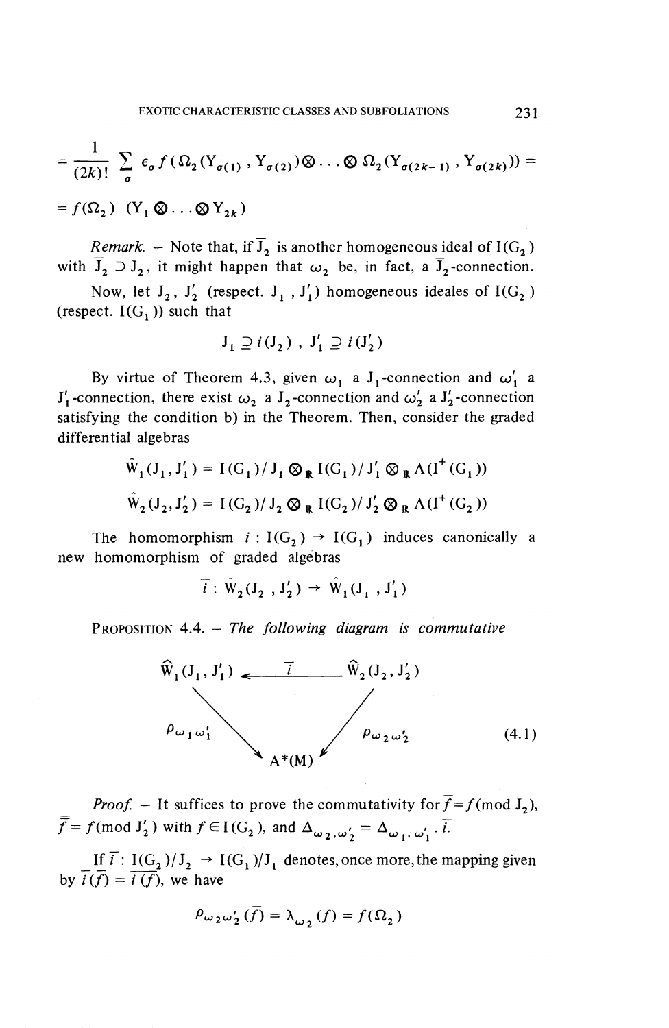$$= \frac{1}{(2k)!} \sum_{\sigma} \epsilon_\sigma f(\Omega_2(Y_{\sigma(1)}, Y_{\sigma(2)}) \otimes \ldots \otimes \Omega_2(Y_{\sigma(2k-1)}, Y_{\sigma(2k)})) =$$

$$= f(\Omega_2)\ (Y_1 \otimes \ldots \otimes Y_{2k})$$

*Remark.* – Note that, if $\overline{J}_2$ is another homogeneous ideal of $I(G_2)$ with $\overline{J}_2 \supset J_2$, it might happen that $\omega_2$ be, in fact, a $\overline{J}_2$-connection.

Now, let $J_2$, $J'_2$ (respect. $J_1$, $J'_1$) homogeneous ideales of $I(G_2)$ (respect. $I(G_1)$) such that

$$J_1 \supseteq i(J_2)\ ,\ J'_1 \supseteq i(J'_2)$$

By virtue of Theorem 4.3, given $\omega_1$ a $J_1$-connection and $\omega'_1$ a $J'_1$-connection, there exist $\omega_2$ a $J_2$-connection and $\omega'_2$ a $J'_2$-connection satisfying the condition b) in the Theorem. Then, consider the graded differential algebras

$$\hat{W}_1(J_1, J'_1) = I(G_1)/J_1 \otimes_{\mathbb{R}} I(G_1)/J'_1 \otimes_{\mathbb{R}} \Lambda(I^+(G_1))$$

$$\hat{W}_2(J_2, J'_2) = I(G_2)/J_2 \otimes_{\mathbb{R}} I(G_2)/J'_2 \otimes_{\mathbb{R}} \Lambda(I^+(G_2))$$

The homomorphism $i : I(G_2) \to I(G_1)$ induces canonically a new homomorphism of graded algebras

$$\overline{i} : \hat{W}_2(J_2, J'_2) \to \hat{W}_1(J_1, J'_1)$$

PROPOSITION 4.4. – *The following diagram is commutative*

$$\begin{array}{ccc} \hat{W}_1(J_1, J'_1) & \xleftarrow{\ \overline{i}\ } & \hat{W}_2(J_2, J'_2) \\ & \rho_{\omega_1 \omega'_1} \searrow \quad \swarrow \rho_{\omega_2 \omega'_2} & \\ & A^*(M) & \end{array} \qquad (4.1)$$

*Proof.* – It suffices to prove the commutativity for $\overline{f} = f (\text{mod } J_2)$, $\overline{\overline{f}} = f (\text{mod } J'_2)$ with $f \in I(G_2)$, and $\Delta_{\omega_2, \omega'_2} = \Delta_{\omega_1, \omega'_1} \cdot \overline{i}$.

If $\overline{i} : I(G_2)/J_2 \to I(G_1)/J_1$ denotes, once more, the mapping given by $\overline{i}(\overline{f}) = \overline{i(f)}$, we have

$$\rho_{\omega_2 \omega'_2}(\overline{f}) = \lambda_{\omega_2}(f) = f(\Omega_2)$$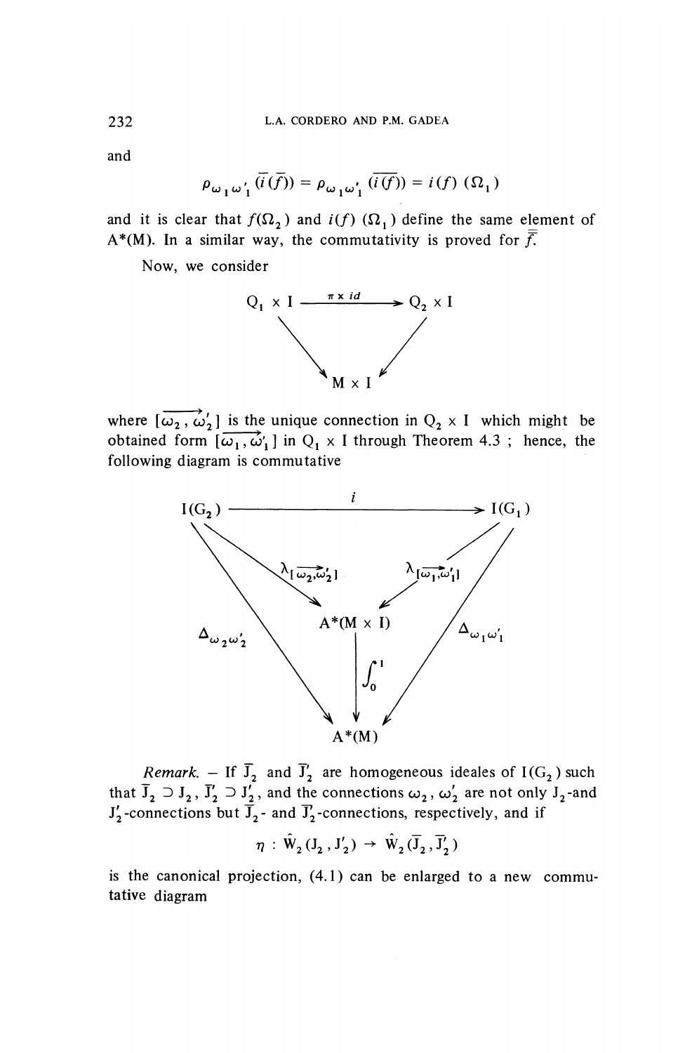and

$$\rho_{\omega_1 \omega'_1}(\bar{i}(\bar{f})) = \rho_{\omega_1 \omega'_1}(\overline{i(f)}) = i(f)(\Omega_1)$$

and it is clear that $f(\Omega_2)$ and $i(f)(\Omega_1)$ define the same element of $A^*(M)$. In a similar way, the commutativity is proved for $\bar{\bar{f}}$.

Now, we consider

$$\begin{array}{ccc} Q_1 \times I & \xrightarrow{\pi \times id} & Q_2 \times I \\ & \searrow \quad \swarrow & \\ & M \times I & \end{array}$$

where $[\overrightarrow{\omega_2, \omega'_2}]$ is the unique connection in $Q_2 \times I$ which might be obtained form $[\overrightarrow{\omega_1, \omega'_1}]$ in $Q_1 \times I$ through Theorem 4.3 ; hence, the following diagram is commutative

$$\begin{array}{ccc} I(G_2) & \xrightarrow{\quad i \quad} & I(G_1) \\ & \searrow^{\lambda_{[\overrightarrow{\omega_2,\omega'_2}]}} \quad {}^{\lambda_{[\overrightarrow{\omega_1,\omega'_1}]}}\swarrow & \\ & A^*(M \times I) & \\ {}_{\Delta_{\omega_2 \omega'_2}}\searrow & \Big\downarrow \int_0^1 & \swarrow{}_{\Delta_{\omega_1 \omega'_1}} \\ & A^*(M) & \end{array}$$

*Remark.* – If $\bar{J}_2$ and $\bar{J}'_2$ are homogeneous ideales of $I(G_2)$ such that $\bar{J}_2 \supset J_2$, $\bar{J}'_2 \supset J'_2$, and the connections $\omega_2$, $\omega'_2$ are not only $J_2$-and $J'_2$-connections but $\bar{J}_2$- and $\bar{J}'_2$-connections, respectively, and if

$$\eta : \hat{W}_2(J_2, J'_2) \rightarrow \hat{W}_2(\bar{J}_2, \bar{J}'_2)$$

is the canonical projection, (4.1) can be enlarged to a new commutative diagram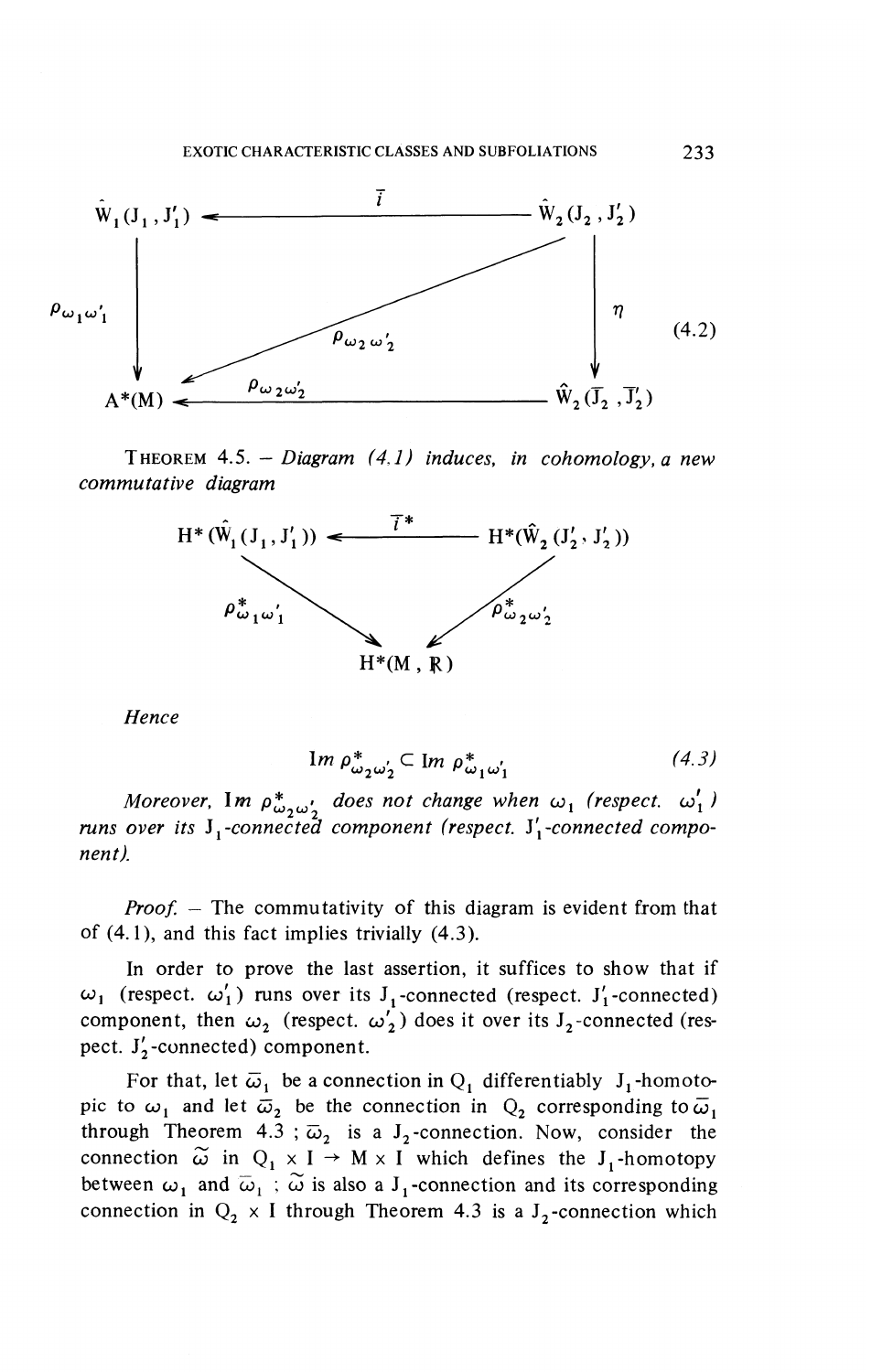$$
\begin{array}{ccc}
\hat{W}_1(J_1, J'_1) & \xleftarrow{\quad \bar{i} \quad} & \hat{W}_2(J_2, J'_2) \\
\Big\downarrow \rho_{\omega_1 \omega'_1} & \swarrow \rho_{\omega_2 \omega'_2} & \Big\downarrow \eta \\
A^*(M) & \xleftarrow{\quad \rho_{\omega_2 \omega'_2} \quad} & \hat{W}_2(\bar{J}_2, \bar{J}'_2)
\end{array}
\qquad (4.2)
$$

THEOREM 4.5. – *Diagram (4.1) induces, in cohomology, a new commutative diagram*

$$
\begin{array}{ccc}
H^*(\hat{W}_1(J_1, J'_1)) & \xleftarrow{\quad \bar{i}^* \quad} & H^*(\hat{W}_2(J'_2, J'_2)) \\
& \searrow \rho^*_{\omega_1 \omega'_1} \quad \rho^*_{\omega_2 \omega'_2} \swarrow & \\
& H^*(M, \mathbb{R}) &
\end{array}
$$

*Hence*

$$
Im\ \rho^*_{\omega_2 \omega'_2} \subset Im\ \rho^*_{\omega_1 \omega'_1} \qquad (4.3)
$$

*Moreover,* Im $\rho^*_{\omega_2 \omega'_2}$ *does not change when* $\omega_1$ *(respect.* $\omega'_1$*) runs over its* $J_1$*-connected component (respect.* $J'_1$*-connected component).*

*Proof.* – The commutativity of this diagram is evident from that of (4.1), and this fact implies trivially (4.3).

In order to prove the last assertion, it suffices to show that if $\omega_1$ (respect. $\omega'_1$) runs over its $J_1$-connected (respect. $J'_1$-connected) component, then $\omega_2$ (respect. $\omega'_2$) does it over its $J_2$-connected (respect. $J'_2$-connected) component.

For that, let $\bar{\omega}_1$ be a connection in $Q_1$ differentiably $J_1$-homotopic to $\omega_1$ and let $\bar{\omega}_2$ be the connection in $Q_2$ corresponding to $\bar{\omega}_1$ through Theorem 4.3 ; $\bar{\omega}_2$ is a $J_2$-connection. Now, consider the connection $\tilde{\omega}$ in $Q_1 \times I \to M \times I$ which defines the $J_1$-homotopy between $\omega_1$ and $\bar{\omega}_1$ ; $\tilde{\omega}$ is also a $J_1$-connection and its corresponding connection in $Q_2 \times I$ through Theorem 4.3 is a $J_2$-connection which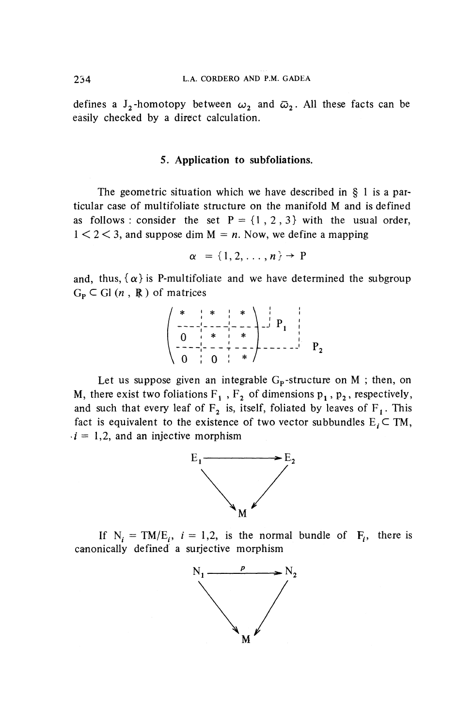defines a $J_2$-homotopy between $\omega_2$ and $\bar{\omega}_2$. All these facts can be easily checked by a direct calculation.

## 5. Application to subfoliations.

The geometric situation which we have described in § 1 is a particular case of multifoliate structure on the manifold M and is defined as follows : consider the set $P = \{1, 2, 3\}$ with the usual order, $1 < 2 < 3$, and suppose $\dim M = n$. Now, we define a mapping

$$\alpha = \{1, 2, \ldots, n\} \to P$$

and, thus, $\{\alpha\}$ is P-multifoliate and we have determined the subgroup $G_P \subset Gl(n, \mathbb{R})$ of matrices

$$\left(\begin{array}{c|c|c} * & * & * \\ \hline 0 & * & * \\ \hline 0 & 0 & * \end{array}\right) \quad P_1, \; P_2$$

Let us suppose given an integrable $G_P$-structure on M ; then, on M, there exist two foliations $F_1$, $F_2$ of dimensions $p_1$, $p_2$, respectively, and such that every leaf of $F_2$ is, itself, foliated by leaves of $F_1$. This fact is equivalent to the existence of two vector subbundles $E_i \subset TM$, $i = 1,2$, and an injective morphism

$$\begin{array}{ccc} E_1 & \longrightarrow & E_2 \\ & \searrow \quad \swarrow & \\ & M & \end{array}$$

If $N_i = TM/E_i$, $i = 1,2$, is the normal bundle of $F_i$, there is canonically defined a surjective morphism

$$\begin{array}{ccc} N_1 & \xrightarrow{\;p\;} & N_2 \\ & \searrow \quad \swarrow & \\ & M & \end{array}$$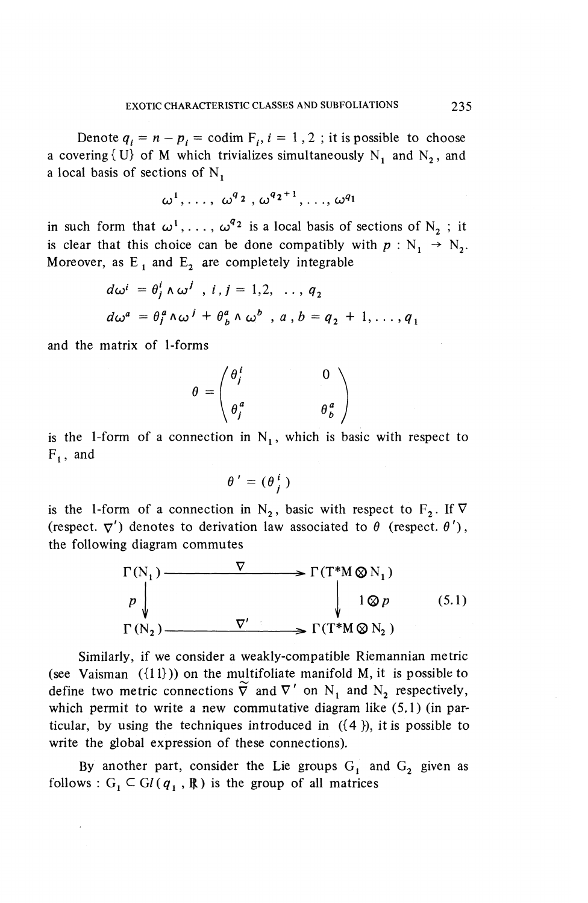Denote $q_i = n - p_i = \operatorname{codim} F_i$, $i = 1, 2$ ; it is possible to choose a covering $\{U\}$ of M which trivializes simultaneously $N_1$ and $N_2$, and a local basis of sections of $N_1$

$$\omega^1, \ldots, \omega^{q_2}, \omega^{q_2+1}, \ldots, \omega^{q_1}$$

in such form that $\omega^1, \ldots, \omega^{q_2}$ is a local basis of sections of $N_2$ ; it is clear that this choice can be done compatibly with $p : N_1 \to N_2$. Moreover, as $E_1$ and $E_2$ are completely integrable

$$d\omega^i = \theta^i_j \wedge \omega^j \ , \ i, j = 1, 2, \ \ldots, q_2$$

$$d\omega^a = \theta^a_j \wedge \omega^j + \theta^a_b \wedge \omega^b \ , \ a, b = q_2 + 1, \ldots, q_1$$

and the matrix of 1-forms

$$\theta = \begin{pmatrix} \theta^i_j & 0 \\ \theta^a_j & \theta^a_b \end{pmatrix}$$

is the 1-form of a connection in $N_1$, which is basic with respect to $F_1$, and

$$\theta' = (\theta^i_j)$$

is the 1-form of a connection in $N_2$, basic with respect to $F_2$. If $\nabla$ (respect. $\nabla'$) denotes to derivation law associated to $\theta$ (respect. $\theta'$), the following diagram commutes

$$\begin{array}{ccc} \Gamma(N_1) & \xrightarrow{\quad \nabla \quad} & \Gamma(T^*M \otimes N_1) \\ p \downarrow & & \downarrow 1 \otimes p \\ \Gamma(N_2) & \xrightarrow{\quad \nabla' \quad} & \Gamma(T^*M \otimes N_2) \end{array} \qquad (5.1)$$

Similarly, if we consider a weakly-compatible Riemannian metric (see Vaisman ({11})) on the multifoliate manifold M, it is possible to define two metric connections $\tilde{\nabla}$ and $\nabla'$ on $N_1$ and $N_2$ respectively, which permit to write a new commutative diagram like (5.1) (in particular, by using the techniques introduced in ({4}), it is possible to write the global expression of these connections).

By another part, consider the Lie groups $G_1$ and $G_2$ given as follows : $G_1 \subset Gl(q_1, \mathbb{R})$ is the group of all matrices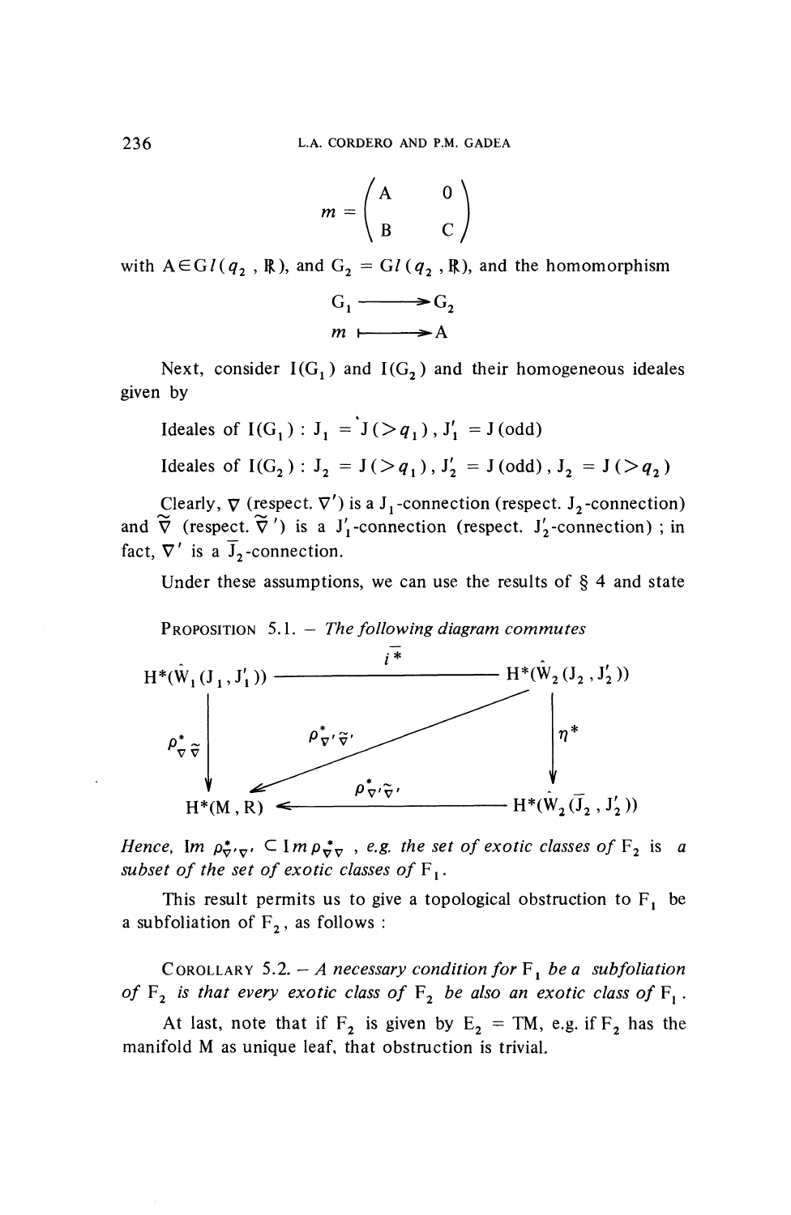$$m = \begin{pmatrix} A & 0 \\ B & C \end{pmatrix}$$

with $A \in Gl(q_2, \mathbb{R})$, and $G_2 = Gl(q_2, \mathbb{R})$, and the homomorphism

$$\begin{aligned} G_1 &\longrightarrow G_2 \\ m &\longmapsto A \end{aligned}$$

Next, consider $I(G_1)$ and $I(G_2)$ and their homogeneous ideales given by

Ideales of $I(G_1)$ : $J_1 = J(>q_1)$, $J'_1 = J(\text{odd})$

Ideales of $I(G_2)$ : $J_2 = J(>q_1)$, $J'_2 = J(\text{odd})$, $\overline{J}_2 = J(>q_2)$

Clearly, $\nabla$ (respect. $\nabla'$) is a $J_1$-connection (respect. $J_2$-connection) and $\widetilde{\nabla}$ (respect. $\widetilde{\nabla}'$) is a $J'_1$-connection (respect. $J'_2$-connection) ; in fact, $\nabla'$ is a $\overline{J}_2$-connection.

Under these assumptions, we can use the results of § 4 and state

**Proposition 5.1.** – *The following diagram commutes*

$$\begin{array}{ccc}
H^*(\hat{W}_1(J_1, J'_1)) & \xrightarrow{\quad \bar{i}^* \quad} & H^*(\hat{W}_2(J_2, J'_2)) \\
\Big\downarrow \rho^*_{\nabla\widetilde{\nabla}} & \overset{\rho^*_{\nabla'\widetilde{\nabla}'}}{\swarrow} & \Big\downarrow \eta^* \\
H^*(M, R) & \xleftarrow{\quad \rho^*_{\nabla'\widetilde{\nabla}'} \quad} & H^*(\hat{W}_2(\overline{J}_2, J'_2))
\end{array}$$

*Hence,* Im $\rho^*_{\nabla'\widetilde{\nabla}'} \subset \operatorname{Im} \rho^*_{\nabla\widetilde{\nabla}}$ *, e.g. the set of exotic classes of* $F_2$ *is a subset of the set of exotic classes of* $F_1$.

This result permits us to give a topological obstruction to $F_1$ be a subfoliation of $F_2$, as follows :

**Corollary 5.2.** – *A necessary condition for* $F_1$ *be a subfoliation of* $F_2$ *is that every exotic class of* $F_2$ *be also an exotic class of* $F_1$.

At last, note that if $F_2$ is given by $E_2 = TM$, e.g. if $F_2$ has the manifold M as unique leaf, that obstruction is trivial.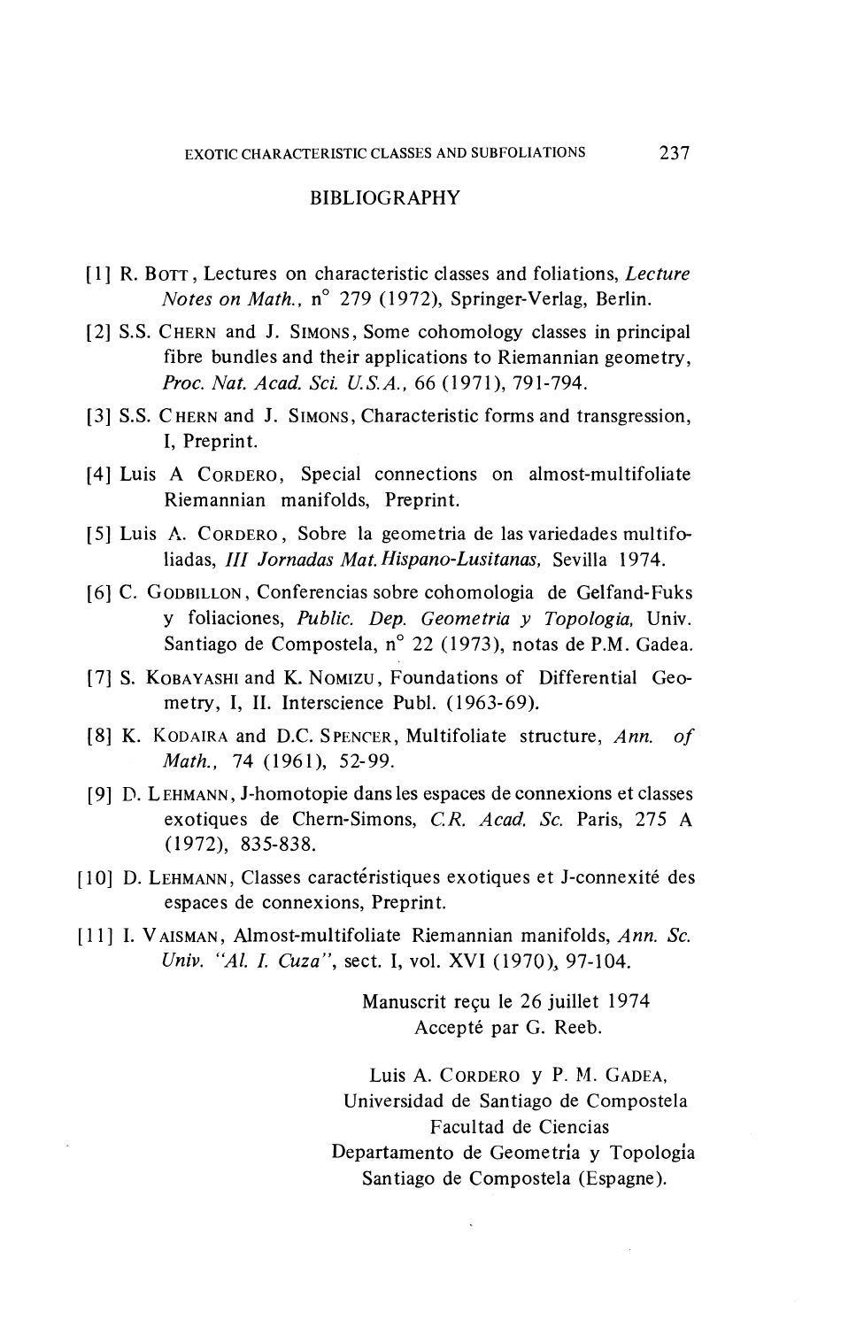## BIBLIOGRAPHY

[1] R. Bott, Lectures on characteristic classes and foliations, *Lecture Notes on Math.*, n° 279 (1972), Springer-Verlag, Berlin.

[2] S.S. Chern and J. Simons, Some cohomology classes in principal fibre bundles and their applications to Riemannian geometry, *Proc. Nat. Acad. Sci. U.S.A.*, 66 (1971), 791-794.

[3] S.S. Chern and J. Simons, Characteristic forms and transgression, I, Preprint.

[4] Luis A Cordero, Special connections on almost-multifoliate Riemannian manifolds, Preprint.

[5] Luis A. Cordero, Sobre la geometria de las variedades multifoliadas, *III Jornadas Mat. Hispano-Lusitanas,* Sevilla 1974.

[6] C. Godbillon, Conferencias sobre cohomologia de Gelfand-Fuks y foliaciones, *Public. Dep. Geometria y Topologia,* Univ. Santiago de Compostela, n° 22 (1973), notas de P.M. Gadea.

[7] S. Kobayashi and K. Nomizu, Foundations of Differential Geometry, I, II. Interscience Publ. (1963-69).

[8] K. Kodaira and D.C. Spencer, Multifoliate structure, *Ann. of Math.,* 74 (1961), 52-99.

[9] D. Lehmann, J-homotopie dans les espaces de connexions et classes exotiques de Chern-Simons, *C.R. Acad. Sc.* Paris, 275 A (1972), 835-838.

[10] D. Lehmann, Classes caractéristiques exotiques et J-connexité des espaces de connexions, Preprint.

[11] I. Vaisman, Almost-multifoliate Riemannian manifolds, *Ann. Sc. Univ. "Al. I. Cuza",* sect. I, vol. XVI (1970), 97-104.

Manuscrit reçu le 26 juillet 1974
Accepté par G. Reeb.

Luis A. Cordero y P. M. Gadea,
Universidad de Santiago de Compostela
Facultad de Ciencias
Departamento de Geometría y Topología
Santiago de Compostela (Espagne).